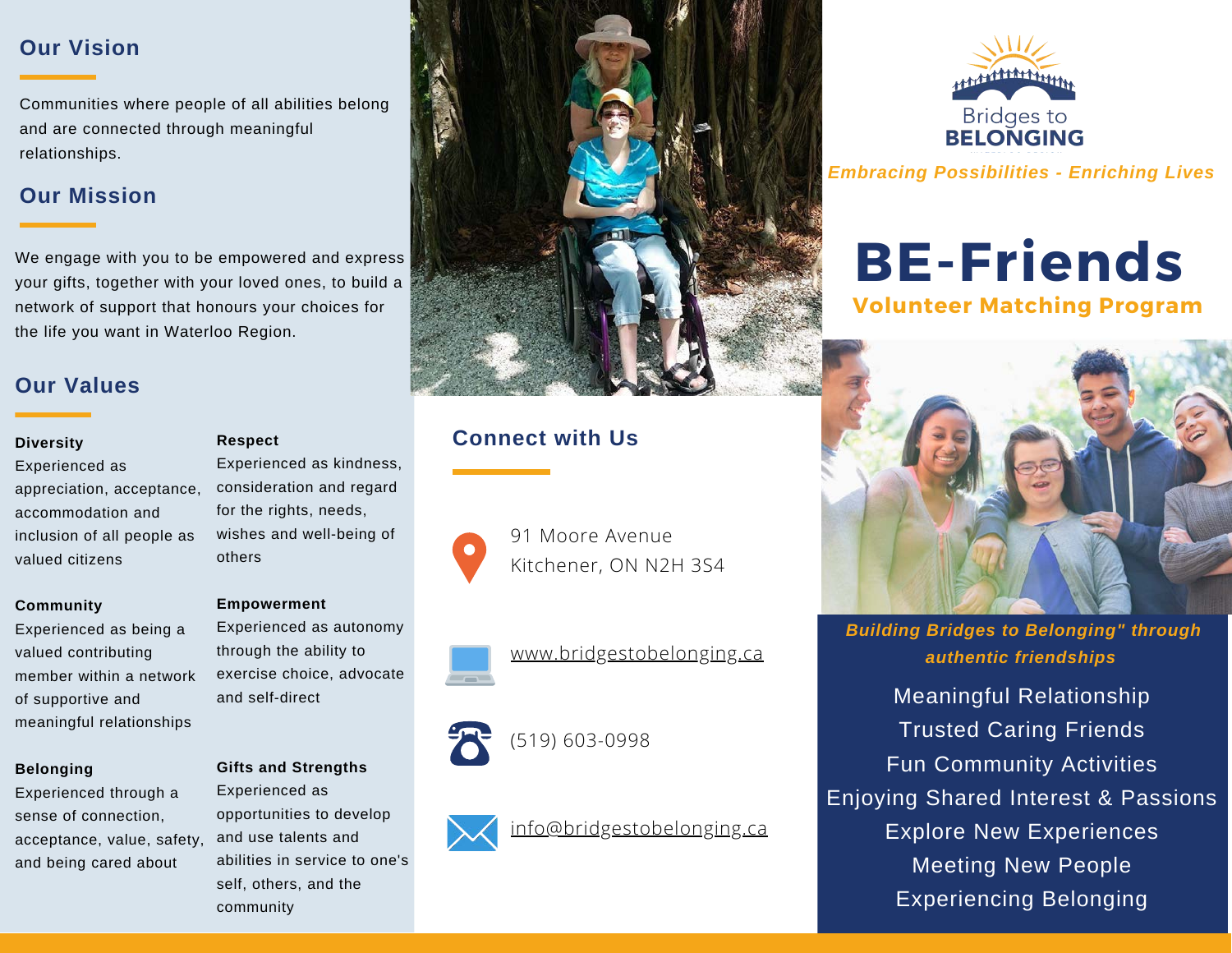## Our Vision

Communities where people of all abilities belong and are connected through meaningful relationships.

## Our Mission

We engage with you to be empowered and express your gifts, together with your loved ones, to build a network of support that honours your choices for the life you want in Waterloo Region.

## Our Values

**Diversity**
Experienced as appreciation, acceptance, accommodation and inclusion of all people as valued citizens

**Respect**
Experienced as kindness, consideration and regard for the rights, needs, wishes and well-being of others

**Community**
Experienced as being a valued contributing member within a network of supportive and meaningful relationships

**Empowerment**
Experienced as autonomy through the ability to exercise choice, advocate and self-direct

**Belonging**
Experienced through a sense of connection, acceptance, value, safety, and being cared about

**Gifts and Strengths**
Experienced as opportunities to develop and use talents and abilities in service to one's self, others, and the community

## Connect with Us

91 Moore Avenue
Kitchener, ON N2H 3S4

www.bridgestobelonging.ca

(519) 603-0998

info@bridgestobelonging.ca

Bridges to BELONGING

*Embracing Possibilities - Enriching Lives*

# BE-Friends

**Volunteer Matching Program**

***Building Bridges to Belonging" through authentic friendships***

Meaningful Relationship
Trusted Caring Friends
Fun Community Activities
Enjoying Shared Interest & Passions
Explore New Experiences
Meeting New People
Experiencing Belonging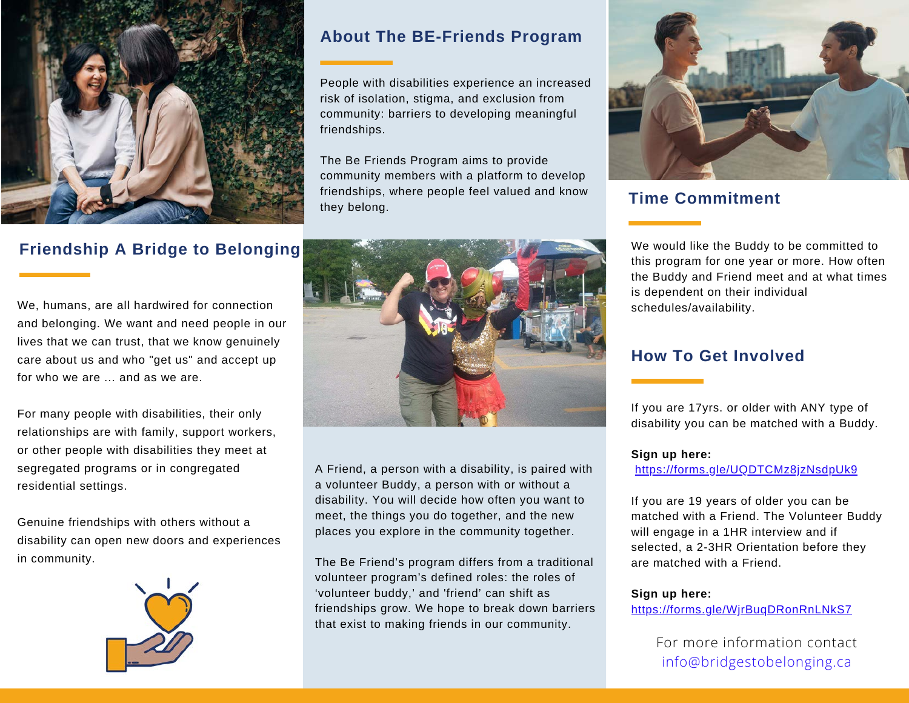## Friendship A Bridge to Belonging

We, humans, are all hardwired for connection and belonging. We want and need people in our lives that we can trust, that we know genuinely care about us and who "get us" and accept up for who we are ... and as we are.

For many people with disabilities, their only relationships are with family, support workers, or other people with disabilities they meet at segregated programs or in congregated residential settings.

Genuine friendships with others without a disability can open new doors and experiences in community.

## About The BE-Friends Program

People with disabilities experience an increased risk of isolation, stigma, and exclusion from community: barriers to developing meaningful friendships.

The Be Friends Program aims to provide community members with a platform to develop friendships, where people feel valued and know they belong.

A Friend, a person with a disability, is paired with a volunteer Buddy, a person with or without a disability. You will decide how often you want to meet, the things you do together, and the new places you explore in the community together.

The Be Friend's program differs from a traditional volunteer program's defined roles: the roles of 'volunteer buddy,' and 'friend' can shift as friendships grow. We hope to break down barriers that exist to making friends in our community.

## Time Commitment

We would like the Buddy to be committed to this program for one year or more. How often the Buddy and Friend meet and at what times is dependent on their individual schedules/availability.

## How To Get Involved

If you are 17yrs. or older with ANY type of disability you can be matched with a Buddy.

**Sign up here:**
https://forms.gle/UQDTCMz8jzNsdpUk9

If you are 19 years of older you can be matched with a Friend. The Volunteer Buddy will engage in a 1HR interview and if selected, a 2-3HR Orientation before they are matched with a Friend.

**Sign up here:**
https://forms.gle/WjrBuqDRonRnLNkS7

For more information contact
info@bridgestobelonging.ca